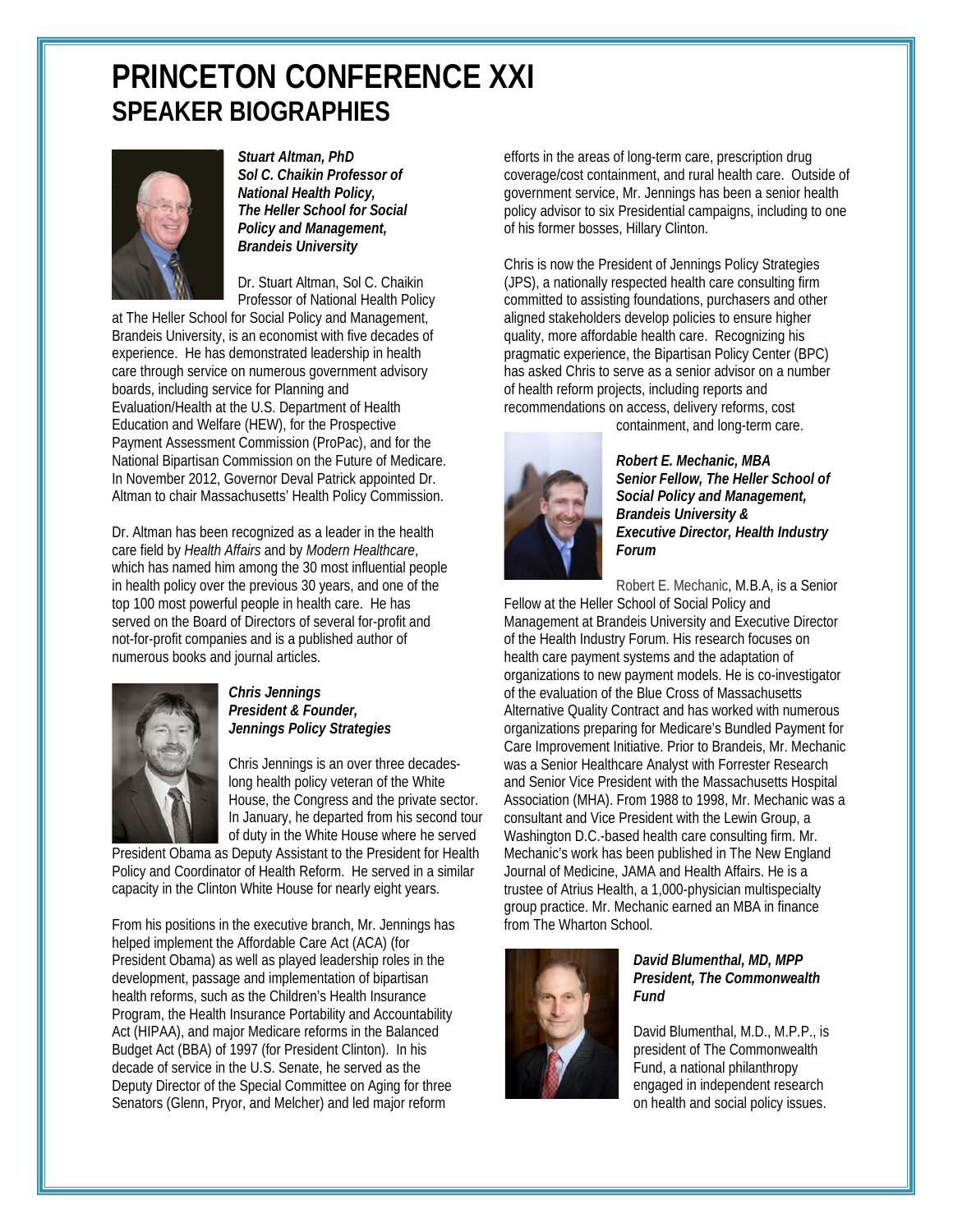# PRINCETON CONFERENCE XXI

## SPEAKER BIOGRAPHIES

***Stuart Altman, PhD***
***Sol C. Chaikin Professor of National Health Policy,***
***The Heller School for Social Policy and Management,***
***Brandeis University***

Dr. Stuart Altman, Sol C. Chaikin Professor of National Health Policy at The Heller School for Social Policy and Management, Brandeis University, is an economist with five decades of experience. He has demonstrated leadership in health care through service on numerous government advisory boards, including service for Planning and Evaluation/Health at the U.S. Department of Health Education and Welfare (HEW), for the Prospective Payment Assessment Commission (ProPac), and for the National Bipartisan Commission on the Future of Medicare. In November 2012, Governor Deval Patrick appointed Dr. Altman to chair Massachusetts' Health Policy Commission.

Dr. Altman has been recognized as a leader in the health care field by *Health Affairs* and by *Modern Healthcare*, which has named him among the 30 most influential people in health policy over the previous 30 years, and one of the top 100 most powerful people in health care. He has served on the Board of Directors of several for-profit and not-for-profit companies and is a published author of numerous books and journal articles.

***Chris Jennings***
***President & Founder,***
***Jennings Policy Strategies***

Chris Jennings is an over three decades-long health policy veteran of the White House, the Congress and the private sector. In January, he departed from his second tour of duty in the White House where he served President Obama as Deputy Assistant to the President for Health Policy and Coordinator of Health Reform. He served in a similar capacity in the Clinton White House for nearly eight years.

From his positions in the executive branch, Mr. Jennings has helped implement the Affordable Care Act (ACA) (for President Obama) as well as played leadership roles in the development, passage and implementation of bipartisan health reforms, such as the Children's Health Insurance Program, the Health Insurance Portability and Accountability Act (HIPAA), and major Medicare reforms in the Balanced Budget Act (BBA) of 1997 (for President Clinton). In his decade of service in the U.S. Senate, he served as the Deputy Director of the Special Committee on Aging for three Senators (Glenn, Pryor, and Melcher) and led major reform efforts in the areas of long-term care, prescription drug coverage/cost containment, and rural health care. Outside of government service, Mr. Jennings has been a senior health policy advisor to six Presidential campaigns, including to one of his former bosses, Hillary Clinton.

Chris is now the President of Jennings Policy Strategies (JPS), a nationally respected health care consulting firm committed to assisting foundations, purchasers and other aligned stakeholders develop policies to ensure higher quality, more affordable health care. Recognizing his pragmatic experience, the Bipartisan Policy Center (BPC) has asked Chris to serve as a senior advisor on a number of health reform projects, including reports and recommendations on access, delivery reforms, cost containment, and long-term care.

***Robert E. Mechanic, MBA***
***Senior Fellow, The Heller School of Social Policy and Management, Brandeis University &***
***Executive Director, Health Industry Forum***

Robert E. Mechanic, M.B.A, is a Senior Fellow at the Heller School of Social Policy and Management at Brandeis University and Executive Director of the Health Industry Forum. His research focuses on health care payment systems and the adaptation of organizations to new payment models. He is co-investigator of the evaluation of the Blue Cross of Massachusetts Alternative Quality Contract and has worked with numerous organizations preparing for Medicare's Bundled Payment for Care Improvement Initiative. Prior to Brandeis, Mr. Mechanic was a Senior Healthcare Analyst with Forrester Research and Senior Vice President with the Massachusetts Hospital Association (MHA). From 1988 to 1998, Mr. Mechanic was a consultant and Vice President with the Lewin Group, a Washington D.C.-based health care consulting firm. Mr. Mechanic's work has been published in The New England Journal of Medicine, JAMA and Health Affairs. He is a trustee of Atrius Health, a 1,000-physician multispecialty group practice. Mr. Mechanic earned an MBA in finance from The Wharton School.

***David Blumenthal, MD, MPP***
***President, The Commonwealth Fund***

David Blumenthal, M.D., M.P.P., is president of The Commonwealth Fund, a national philanthropy engaged in independent research on health and social policy issues.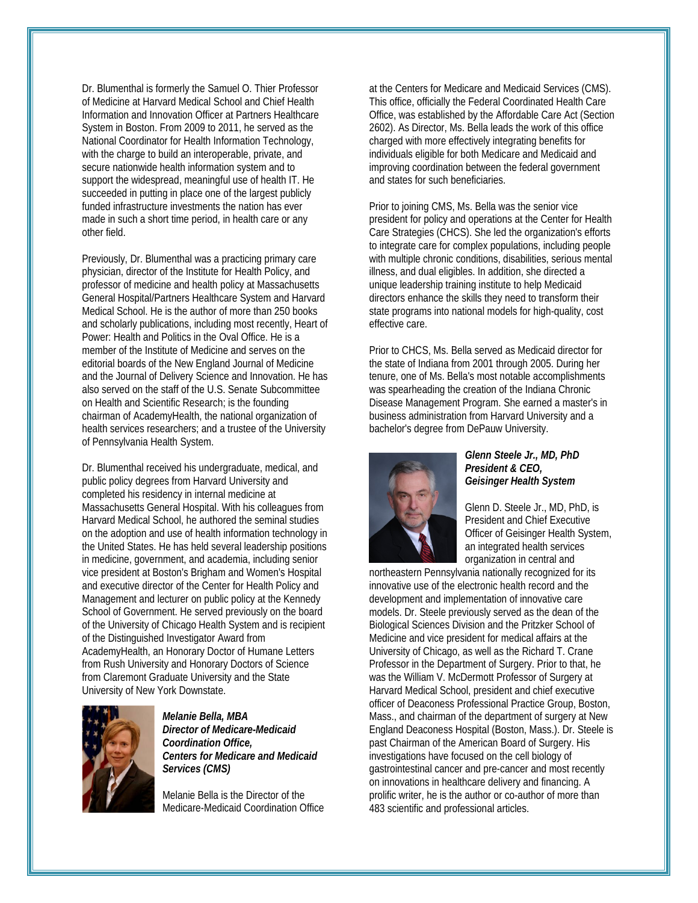Dr. Blumenthal is formerly the Samuel O. Thier Professor of Medicine at Harvard Medical School and Chief Health Information and Innovation Officer at Partners Healthcare System in Boston. From 2009 to 2011, he served as the National Coordinator for Health Information Technology, with the charge to build an interoperable, private, and secure nationwide health information system and to support the widespread, meaningful use of health IT. He succeeded in putting in place one of the largest publicly funded infrastructure investments the nation has ever made in such a short time period, in health care or any other field.

Previously, Dr. Blumenthal was a practicing primary care physician, director of the Institute for Health Policy, and professor of medicine and health policy at Massachusetts General Hospital/Partners Healthcare System and Harvard Medical School. He is the author of more than 250 books and scholarly publications, including most recently, Heart of Power: Health and Politics in the Oval Office. He is a member of the Institute of Medicine and serves on the editorial boards of the New England Journal of Medicine and the Journal of Delivery Science and Innovation. He has also served on the staff of the U.S. Senate Subcommittee on Health and Scientific Research; is the founding chairman of AcademyHealth, the national organization of health services researchers; and a trustee of the University of Pennsylvania Health System.

Dr. Blumenthal received his undergraduate, medical, and public policy degrees from Harvard University and completed his residency in internal medicine at Massachusetts General Hospital. With his colleagues from Harvard Medical School, he authored the seminal studies on the adoption and use of health information technology in the United States. He has held several leadership positions in medicine, government, and academia, including senior vice president at Boston's Brigham and Women's Hospital and executive director of the Center for Health Policy and Management and lecturer on public policy at the Kennedy School of Government. He served previously on the board of the University of Chicago Health System and is recipient of the Distinguished Investigator Award from AcademyHealth, an Honorary Doctor of Humane Letters from Rush University and Honorary Doctors of Science from Claremont Graduate University and the State University of New York Downstate.

***Melanie Bella, MBA***
***Director of Medicare-Medicaid Coordination Office,***
***Centers for Medicare and Medicaid Services (CMS)***

Melanie Bella is the Director of the Medicare-Medicaid Coordination Office at the Centers for Medicare and Medicaid Services (CMS). This office, officially the Federal Coordinated Health Care Office, was established by the Affordable Care Act (Section 2602). As Director, Ms. Bella leads the work of this office charged with more effectively integrating benefits for individuals eligible for both Medicare and Medicaid and improving coordination between the federal government and states for such beneficiaries.

Prior to joining CMS, Ms. Bella was the senior vice president for policy and operations at the Center for Health Care Strategies (CHCS). She led the organization's efforts to integrate care for complex populations, including people with multiple chronic conditions, disabilities, serious mental illness, and dual eligibles. In addition, she directed a unique leadership training institute to help Medicaid directors enhance the skills they need to transform their state programs into national models for high-quality, cost effective care.

Prior to CHCS, Ms. Bella served as Medicaid director for the state of Indiana from 2001 through 2005. During her tenure, one of Ms. Bella's most notable accomplishments was spearheading the creation of the Indiana Chronic Disease Management Program. She earned a master's in business administration from Harvard University and a bachelor's degree from DePauw University.

***Glenn Steele Jr., MD, PhD***
***President & CEO,***
***Geisinger Health System***

Glenn D. Steele Jr., MD, PhD, is President and Chief Executive Officer of Geisinger Health System, an integrated health services organization in central and northeastern Pennsylvania nationally recognized for its innovative use of the electronic health record and the development and implementation of innovative care models. Dr. Steele previously served as the dean of the Biological Sciences Division and the Pritzker School of Medicine and vice president for medical affairs at the University of Chicago, as well as the Richard T. Crane Professor in the Department of Surgery. Prior to that, he was the William V. McDermott Professor of Surgery at Harvard Medical School, president and chief executive officer of Deaconess Professional Practice Group, Boston, Mass., and chairman of the department of surgery at New England Deaconess Hospital (Boston, Mass.). Dr. Steele is past Chairman of the American Board of Surgery. His investigations have focused on the cell biology of gastrointestinal cancer and pre-cancer and most recently on innovations in healthcare delivery and financing. A prolific writer, he is the author or co-author of more than 483 scientific and professional articles.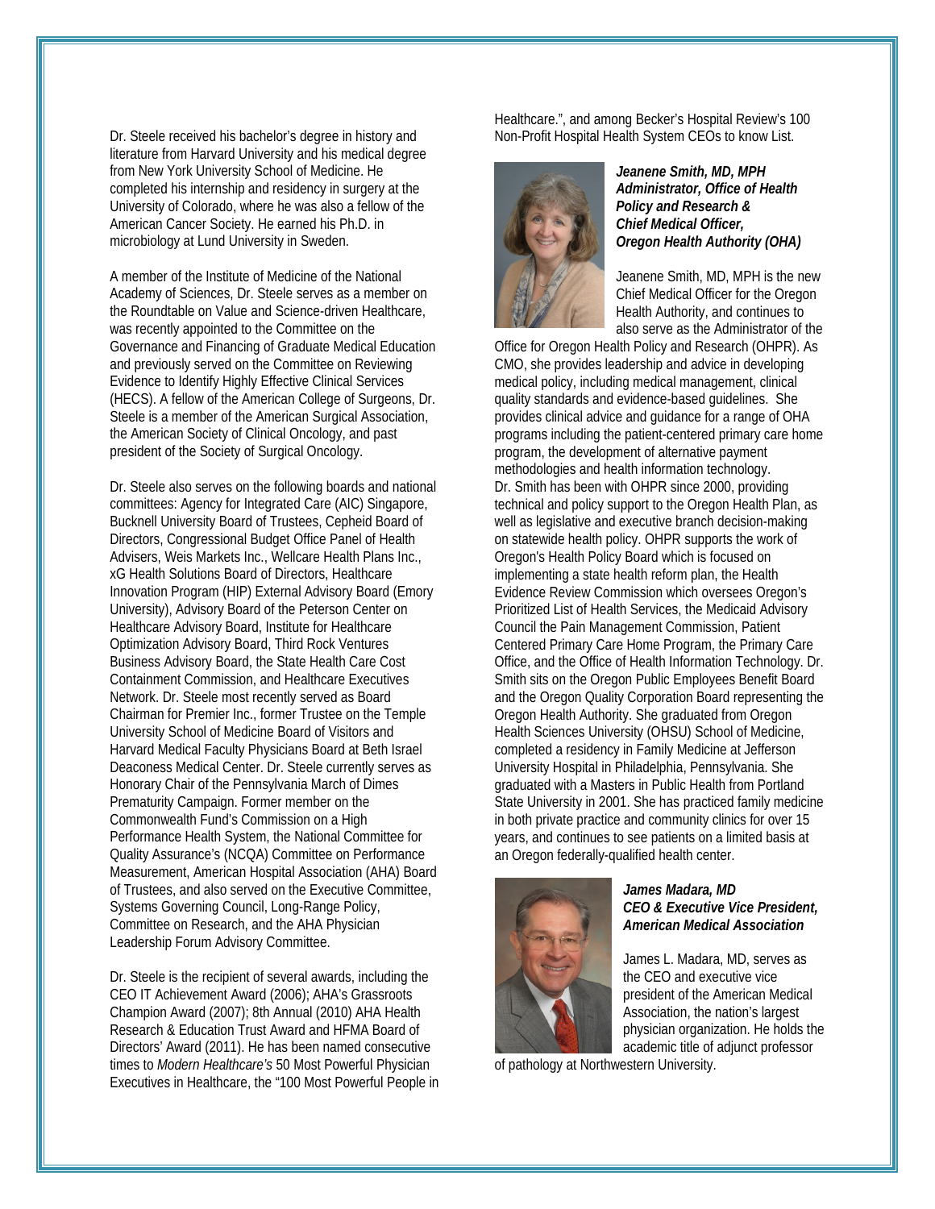Dr. Steele received his bachelor's degree in history and literature from Harvard University and his medical degree from New York University School of Medicine. He completed his internship and residency in surgery at the University of Colorado, where he was also a fellow of the American Cancer Society. He earned his Ph.D. in microbiology at Lund University in Sweden.

A member of the Institute of Medicine of the National Academy of Sciences, Dr. Steele serves as a member on the Roundtable on Value and Science-driven Healthcare, was recently appointed to the Committee on the Governance and Financing of Graduate Medical Education and previously served on the Committee on Reviewing Evidence to Identify Highly Effective Clinical Services (HECS). A fellow of the American College of Surgeons, Dr. Steele is a member of the American Surgical Association, the American Society of Clinical Oncology, and past president of the Society of Surgical Oncology.

Dr. Steele also serves on the following boards and national committees: Agency for Integrated Care (AIC) Singapore, Bucknell University Board of Trustees, Cepheid Board of Directors, Congressional Budget Office Panel of Health Advisers, Weis Markets Inc., Wellcare Health Plans Inc., xG Health Solutions Board of Directors, Healthcare Innovation Program (HIP) External Advisory Board (Emory University), Advisory Board of the Peterson Center on Healthcare Advisory Board, Institute for Healthcare Optimization Advisory Board, Third Rock Ventures Business Advisory Board, the State Health Care Cost Containment Commission, and Healthcare Executives Network. Dr. Steele most recently served as Board Chairman for Premier Inc., former Trustee on the Temple University School of Medicine Board of Visitors and Harvard Medical Faculty Physicians Board at Beth Israel Deaconess Medical Center. Dr. Steele currently serves as Honorary Chair of the Pennsylvania March of Dimes Prematurity Campaign. Former member on the Commonwealth Fund's Commission on a High Performance Health System, the National Committee for Quality Assurance's (NCQA) Committee on Performance Measurement, American Hospital Association (AHA) Board of Trustees, and also served on the Executive Committee, Systems Governing Council, Long-Range Policy, Committee on Research, and the AHA Physician Leadership Forum Advisory Committee.

Dr. Steele is the recipient of several awards, including the CEO IT Achievement Award (2006); AHA's Grassroots Champion Award (2007); 8th Annual (2010) AHA Health Research & Education Trust Award and HFMA Board of Directors' Award (2011). He has been named consecutive times to *Modern Healthcare's* 50 Most Powerful Physician Executives in Healthcare, the "100 Most Powerful People in Healthcare.", and among Becker's Hospital Review's 100 Non-Profit Hospital Health System CEOs to know List.

***Jeanene Smith, MD, MPH***
***Administrator, Office of Health Policy and Research &***
***Chief Medical Officer,***
***Oregon Health Authority (OHA)***

Jeanene Smith, MD, MPH is the new Chief Medical Officer for the Oregon Health Authority, and continues to also serve as the Administrator of the Office for Oregon Health Policy and Research (OHPR). As CMO, she provides leadership and advice in developing medical policy, including medical management, clinical quality standards and evidence-based guidelines. She provides clinical advice and guidance for a range of OHA programs including the patient-centered primary care home program, the development of alternative payment methodologies and health information technology. Dr. Smith has been with OHPR since 2000, providing technical and policy support to the Oregon Health Plan, as well as legislative and executive branch decision-making on statewide health policy. OHPR supports the work of Oregon's Health Policy Board which is focused on implementing a state health reform plan, the Health Evidence Review Commission which oversees Oregon's Prioritized List of Health Services, the Medicaid Advisory Council the Pain Management Commission, Patient Centered Primary Care Home Program, the Primary Care Office, and the Office of Health Information Technology. Dr. Smith sits on the Oregon Public Employees Benefit Board and the Oregon Quality Corporation Board representing the Oregon Health Authority. She graduated from Oregon Health Sciences University (OHSU) School of Medicine, completed a residency in Family Medicine at Jefferson University Hospital in Philadelphia, Pennsylvania. She graduated with a Masters in Public Health from Portland State University in 2001. She has practiced family medicine in both private practice and community clinics for over 15 years, and continues to see patients on a limited basis at an Oregon federally-qualified health center.

***James Madara, MD***
***CEO & Executive Vice President,***
***American Medical Association***

James L. Madara, MD, serves as the CEO and executive vice president of the American Medical Association, the nation's largest physician organization. He holds the academic title of adjunct professor of pathology at Northwestern University.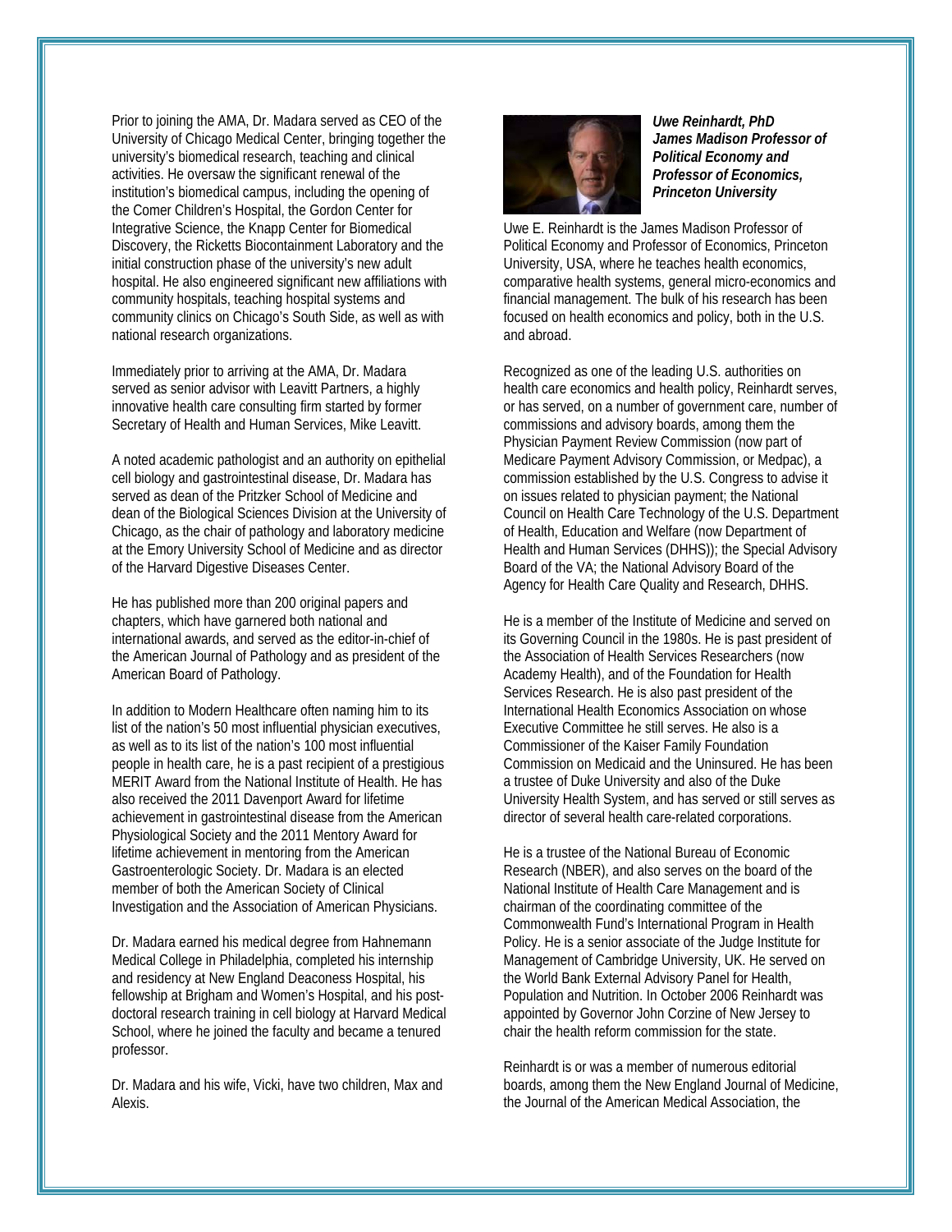Prior to joining the AMA, Dr. Madara served as CEO of the University of Chicago Medical Center, bringing together the university's biomedical research, teaching and clinical activities. He oversaw the significant renewal of the institution's biomedical campus, including the opening of the Comer Children's Hospital, the Gordon Center for Integrative Science, the Knapp Center for Biomedical Discovery, the Ricketts Biocontainment Laboratory and the initial construction phase of the university's new adult hospital. He also engineered significant new affiliations with community hospitals, teaching hospital systems and community clinics on Chicago's South Side, as well as with national research organizations.

Immediately prior to arriving at the AMA, Dr. Madara served as senior advisor with Leavitt Partners, a highly innovative health care consulting firm started by former Secretary of Health and Human Services, Mike Leavitt.

A noted academic pathologist and an authority on epithelial cell biology and gastrointestinal disease, Dr. Madara has served as dean of the Pritzker School of Medicine and dean of the Biological Sciences Division at the University of Chicago, as the chair of pathology and laboratory medicine at the Emory University School of Medicine and as director of the Harvard Digestive Diseases Center.

He has published more than 200 original papers and chapters, which have garnered both national and international awards, and served as the editor-in-chief of the American Journal of Pathology and as president of the American Board of Pathology.

In addition to Modern Healthcare often naming him to its list of the nation's 50 most influential physician executives, as well as to its list of the nation's 100 most influential people in health care, he is a past recipient of a prestigious MERIT Award from the National Institute of Health. He has also received the 2011 Davenport Award for lifetime achievement in gastrointestinal disease from the American Physiological Society and the 2011 Mentory Award for lifetime achievement in mentoring from the American Gastroenterologic Society. Dr. Madara is an elected member of both the American Society of Clinical Investigation and the Association of American Physicians.

Dr. Madara earned his medical degree from Hahnemann Medical College in Philadelphia, completed his internship and residency at New England Deaconess Hospital, his fellowship at Brigham and Women's Hospital, and his post-doctoral research training in cell biology at Harvard Medical School, where he joined the faculty and became a tenured professor.

Dr. Madara and his wife, Vicki, have two children, Max and Alexis.

***Uwe Reinhardt, PhD***
***James Madison Professor of Political Economy and Professor of Economics, Princeton University***

Uwe E. Reinhardt is the James Madison Professor of Political Economy and Professor of Economics, Princeton University, USA, where he teaches health economics, comparative health systems, general micro-economics and financial management. The bulk of his research has been focused on health economics and policy, both in the U.S. and abroad.

Recognized as one of the leading U.S. authorities on health care economics and health policy, Reinhardt serves, or has served, on a number of government care, number of commissions and advisory boards, among them the Physician Payment Review Commission (now part of Medicare Payment Advisory Commission, or Medpac), a commission established by the U.S. Congress to advise it on issues related to physician payment; the National Council on Health Care Technology of the U.S. Department of Health, Education and Welfare (now Department of Health and Human Services (DHHS)); the Special Advisory Board of the VA; the National Advisory Board of the Agency for Health Care Quality and Research, DHHS.

He is a member of the Institute of Medicine and served on its Governing Council in the 1980s. He is past president of the Association of Health Services Researchers (now Academy Health), and of the Foundation for Health Services Research. He is also past president of the International Health Economics Association on whose Executive Committee he still serves. He also is a Commissioner of the Kaiser Family Foundation Commission on Medicaid and the Uninsured. He has been a trustee of Duke University and also of the Duke University Health System, and has served or still serves as director of several health care-related corporations.

He is a trustee of the National Bureau of Economic Research (NBER), and also serves on the board of the National Institute of Health Care Management and is chairman of the coordinating committee of the Commonwealth Fund's International Program in Health Policy. He is a senior associate of the Judge Institute for Management of Cambridge University, UK. He served on the World Bank External Advisory Panel for Health, Population and Nutrition. In October 2006 Reinhardt was appointed by Governor John Corzine of New Jersey to chair the health reform commission for the state.

Reinhardt is or was a member of numerous editorial boards, among them the New England Journal of Medicine, the Journal of the American Medical Association, the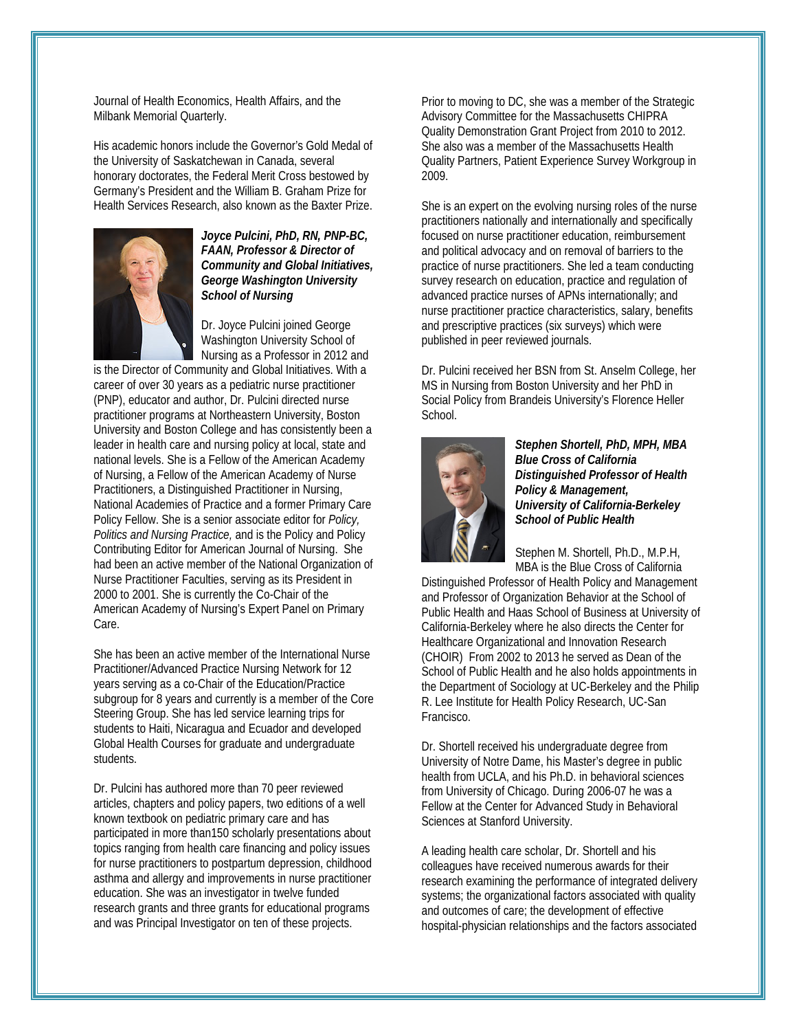Journal of Health Economics, Health Affairs, and the Milbank Memorial Quarterly.

His academic honors include the Governor's Gold Medal of the University of Saskatchewan in Canada, several honorary doctorates, the Federal Merit Cross bestowed by Germany's President and the William B. Graham Prize for Health Services Research, also known as the Baxter Prize.

***Joyce Pulcini, PhD, RN, PNP-BC, FAAN, Professor & Director of Community and Global Initiatives, George Washington University School of Nursing***

Dr. Joyce Pulcini joined George Washington University School of Nursing as a Professor in 2012 and is the Director of Community and Global Initiatives. With a career of over 30 years as a pediatric nurse practitioner (PNP), educator and author, Dr. Pulcini directed nurse practitioner programs at Northeastern University, Boston University and Boston College and has consistently been a leader in health care and nursing policy at local, state and national levels. She is a Fellow of the American Academy of Nursing, a Fellow of the American Academy of Nurse Practitioners, a Distinguished Practitioner in Nursing, National Academies of Practice and a former Primary Care Policy Fellow. She is a senior associate editor for *Policy, Politics and Nursing Practice,* and is the Policy and Policy Contributing Editor for American Journal of Nursing. She had been an active member of the National Organization of Nurse Practitioner Faculties, serving as its President in 2000 to 2001. She is currently the Co-Chair of the American Academy of Nursing's Expert Panel on Primary Care.

She has been an active member of the International Nurse Practitioner/Advanced Practice Nursing Network for 12 years serving as a co-Chair of the Education/Practice subgroup for 8 years and currently is a member of the Core Steering Group. She has led service learning trips for students to Haiti, Nicaragua and Ecuador and developed Global Health Courses for graduate and undergraduate students.

Dr. Pulcini has authored more than 70 peer reviewed articles, chapters and policy papers, two editions of a well known textbook on pediatric primary care and has participated in more than150 scholarly presentations about topics ranging from health care financing and policy issues for nurse practitioners to postpartum depression, childhood asthma and allergy and improvements in nurse practitioner education. She was an investigator in twelve funded research grants and three grants for educational programs and was Principal Investigator on ten of these projects.

Prior to moving to DC, she was a member of the Strategic Advisory Committee for the Massachusetts CHIPRA Quality Demonstration Grant Project from 2010 to 2012. She also was a member of the Massachusetts Health Quality Partners, Patient Experience Survey Workgroup in 2009.

She is an expert on the evolving nursing roles of the nurse practitioners nationally and internationally and specifically focused on nurse practitioner education, reimbursement and political advocacy and on removal of barriers to the practice of nurse practitioners. She led a team conducting survey research on education, practice and regulation of advanced practice nurses of APNs internationally; and nurse practitioner practice characteristics, salary, benefits and prescriptive practices (six surveys) which were published in peer reviewed journals.

Dr. Pulcini received her BSN from St. Anselm College, her MS in Nursing from Boston University and her PhD in Social Policy from Brandeis University's Florence Heller School.

***Stephen Shortell, PhD, MPH, MBA Blue Cross of California Distinguished Professor of Health Policy & Management, University of California-Berkeley School of Public Health***

Stephen M. Shortell, Ph.D., M.P.H, MBA is the Blue Cross of California Distinguished Professor of Health Policy and Management and Professor of Organization Behavior at the School of Public Health and Haas School of Business at University of California-Berkeley where he also directs the Center for Healthcare Organizational and Innovation Research (CHOIR) From 2002 to 2013 he served as Dean of the School of Public Health and he also holds appointments in the Department of Sociology at UC-Berkeley and the Philip R. Lee Institute for Health Policy Research, UC-San Francisco.

Dr. Shortell received his undergraduate degree from University of Notre Dame, his Master's degree in public health from UCLA, and his Ph.D. in behavioral sciences from University of Chicago. During 2006-07 he was a Fellow at the Center for Advanced Study in Behavioral Sciences at Stanford University.

A leading health care scholar, Dr. Shortell and his colleagues have received numerous awards for their research examining the performance of integrated delivery systems; the organizational factors associated with quality and outcomes of care; the development of effective hospital-physician relationships and the factors associated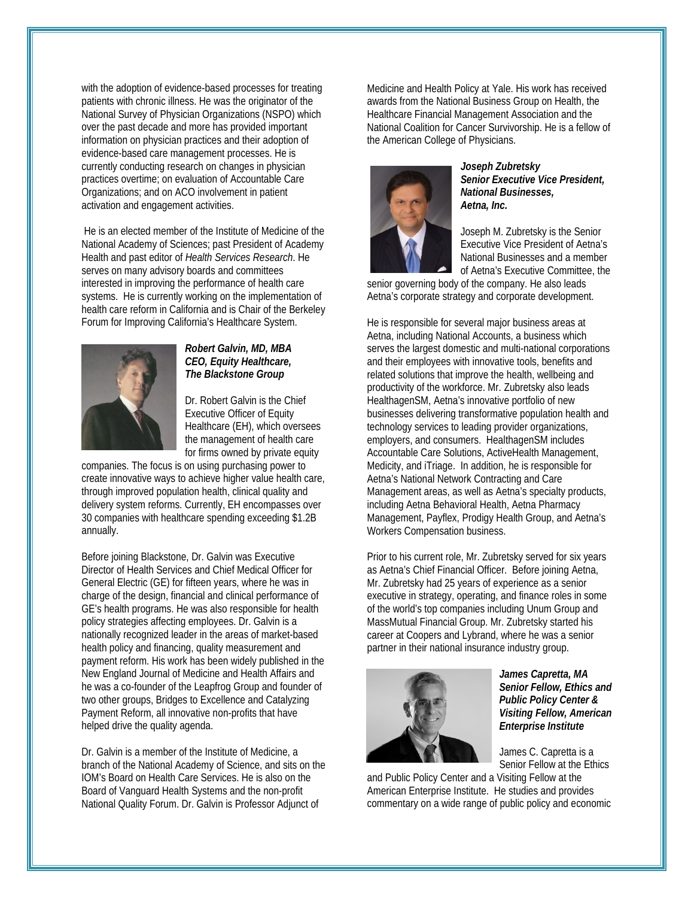with the adoption of evidence-based processes for treating patients with chronic illness. He was the originator of the National Survey of Physician Organizations (NSPO) which over the past decade and more has provided important information on physician practices and their adoption of evidence-based care management processes. He is currently conducting research on changes in physician practices overtime; on evaluation of Accountable Care Organizations; and on ACO involvement in patient activation and engagement activities.

He is an elected member of the Institute of Medicine of the National Academy of Sciences; past President of Academy Health and past editor of *Health Services Research*. He serves on many advisory boards and committees interested in improving the performance of health care systems. He is currently working on the implementation of health care reform in California and is Chair of the Berkeley Forum for Improving California's Healthcare System.

***Robert Galvin, MD, MBA***
***CEO, Equity Healthcare,***
***The Blackstone Group***

Dr. Robert Galvin is the Chief Executive Officer of Equity Healthcare (EH), which oversees the management of health care for firms owned by private equity companies. The focus is on using purchasing power to create innovative ways to achieve higher value health care, through improved population health, clinical quality and delivery system reforms. Currently, EH encompasses over 30 companies with healthcare spending exceeding $1.2B annually.

Before joining Blackstone, Dr. Galvin was Executive Director of Health Services and Chief Medical Officer for General Electric (GE) for fifteen years, where he was in charge of the design, financial and clinical performance of GE's health programs. He was also responsible for health policy strategies affecting employees. Dr. Galvin is a nationally recognized leader in the areas of market-based health policy and financing, quality measurement and payment reform. His work has been widely published in the New England Journal of Medicine and Health Affairs and he was a co-founder of the Leapfrog Group and founder of two other groups, Bridges to Excellence and Catalyzing Payment Reform, all innovative non-profits that have helped drive the quality agenda.

Dr. Galvin is a member of the Institute of Medicine, a branch of the National Academy of Science, and sits on the IOM's Board on Health Care Services. He is also on the Board of Vanguard Health Systems and the non-profit National Quality Forum. Dr. Galvin is Professor Adjunct of Medicine and Health Policy at Yale. His work has received awards from the National Business Group on Health, the Healthcare Financial Management Association and the National Coalition for Cancer Survivorship. He is a fellow of the American College of Physicians.

***Joseph Zubretsky***
***Senior Executive Vice President,***
***National Businesses,***
***Aetna, Inc.***

Joseph M. Zubretsky is the Senior Executive Vice President of Aetna's National Businesses and a member of Aetna's Executive Committee, the senior governing body of the company. He also leads Aetna's corporate strategy and corporate development.

He is responsible for several major business areas at Aetna, including National Accounts, a business which serves the largest domestic and multi-national corporations and their employees with innovative tools, benefits and related solutions that improve the health, wellbeing and productivity of the workforce. Mr. Zubretsky also leads HealthagenSM, Aetna's innovative portfolio of new businesses delivering transformative population health and technology services to leading provider organizations, employers, and consumers. HealthagenSM includes Accountable Care Solutions, ActiveHealth Management, Medicity, and iTriage. In addition, he is responsible for Aetna's National Network Contracting and Care Management areas, as well as Aetna's specialty products, including Aetna Behavioral Health, Aetna Pharmacy Management, Payflex, Prodigy Health Group, and Aetna's Workers Compensation business.

Prior to his current role, Mr. Zubretsky served for six years as Aetna's Chief Financial Officer. Before joining Aetna, Mr. Zubretsky had 25 years of experience as a senior executive in strategy, operating, and finance roles in some of the world's top companies including Unum Group and MassMutual Financial Group. Mr. Zubretsky started his career at Coopers and Lybrand, where he was a senior partner in their national insurance industry group.

***James Capretta, MA***
***Senior Fellow, Ethics and Public Policy Center &***
***Visiting Fellow, American Enterprise Institute***

James C. Capretta is a Senior Fellow at the Ethics and Public Policy Center and a Visiting Fellow at the American Enterprise Institute. He studies and provides commentary on a wide range of public policy and economic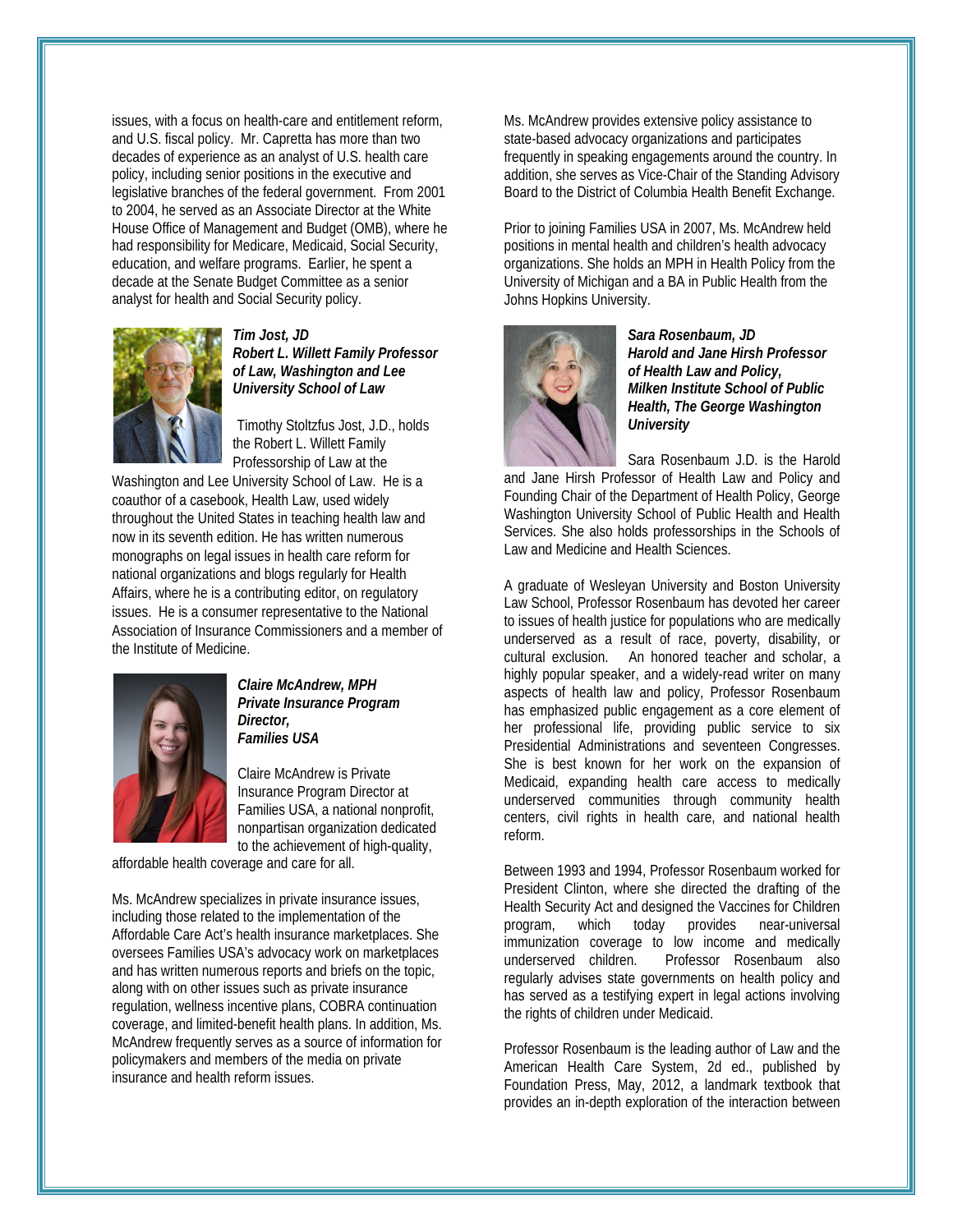issues, with a focus on health-care and entitlement reform, and U.S. fiscal policy. Mr. Capretta has more than two decades of experience as an analyst of U.S. health care policy, including senior positions in the executive and legislative branches of the federal government. From 2001 to 2004, he served as an Associate Director at the White House Office of Management and Budget (OMB), where he had responsibility for Medicare, Medicaid, Social Security, education, and welfare programs. Earlier, he spent a decade at the Senate Budget Committee as a senior analyst for health and Social Security policy.

***Tim Jost, JD***
***Robert L. Willett Family Professor of Law, Washington and Lee University School of Law***

Timothy Stoltzfus Jost, J.D., holds the Robert L. Willett Family Professorship of Law at the Washington and Lee University School of Law. He is a coauthor of a casebook, Health Law, used widely throughout the United States in teaching health law and now in its seventh edition. He has written numerous monographs on legal issues in health care reform for national organizations and blogs regularly for Health Affairs, where he is a contributing editor, on regulatory issues. He is a consumer representative to the National Association of Insurance Commissioners and a member of the Institute of Medicine.

***Claire McAndrew, MPH***
***Private Insurance Program Director,***
***Families USA***

Claire McAndrew is Private Insurance Program Director at Families USA, a national nonprofit, nonpartisan organization dedicated to the achievement of high-quality, affordable health coverage and care for all.

Ms. McAndrew specializes in private insurance issues, including those related to the implementation of the Affordable Care Act's health insurance marketplaces. She oversees Families USA's advocacy work on marketplaces and has written numerous reports and briefs on the topic, along with on other issues such as private insurance regulation, wellness incentive plans, COBRA continuation coverage, and limited-benefit health plans. In addition, Ms. McAndrew frequently serves as a source of information for policymakers and members of the media on private insurance and health reform issues.

Ms. McAndrew provides extensive policy assistance to state-based advocacy organizations and participates frequently in speaking engagements around the country. In addition, she serves as Vice-Chair of the Standing Advisory Board to the District of Columbia Health Benefit Exchange.

Prior to joining Families USA in 2007, Ms. McAndrew held positions in mental health and children's health advocacy organizations. She holds an MPH in Health Policy from the University of Michigan and a BA in Public Health from the Johns Hopkins University.

***Sara Rosenbaum, JD***
***Harold and Jane Hirsh Professor of Health Law and Policy, Milken Institute School of Public Health, The George Washington University***

Sara Rosenbaum J.D. is the Harold and Jane Hirsh Professor of Health Law and Policy and Founding Chair of the Department of Health Policy, George Washington University School of Public Health and Health Services. She also holds professorships in the Schools of Law and Medicine and Health Sciences.

A graduate of Wesleyan University and Boston University Law School, Professor Rosenbaum has devoted her career to issues of health justice for populations who are medically underserved as a result of race, poverty, disability, or cultural exclusion. An honored teacher and scholar, a highly popular speaker, and a widely-read writer on many aspects of health law and policy, Professor Rosenbaum has emphasized public engagement as a core element of her professional life, providing public service to six Presidential Administrations and seventeen Congresses. She is best known for her work on the expansion of Medicaid, expanding health care access to medically underserved communities through community health centers, civil rights in health care, and national health reform.

Between 1993 and 1994, Professor Rosenbaum worked for President Clinton, where she directed the drafting of the Health Security Act and designed the Vaccines for Children program, which today provides near-universal immunization coverage to low income and medically underserved children. Professor Rosenbaum also regularly advises state governments on health policy and has served as a testifying expert in legal actions involving the rights of children under Medicaid.

Professor Rosenbaum is the leading author of Law and the American Health Care System, 2d ed., published by Foundation Press, May, 2012, a landmark textbook that provides an in-depth exploration of the interaction between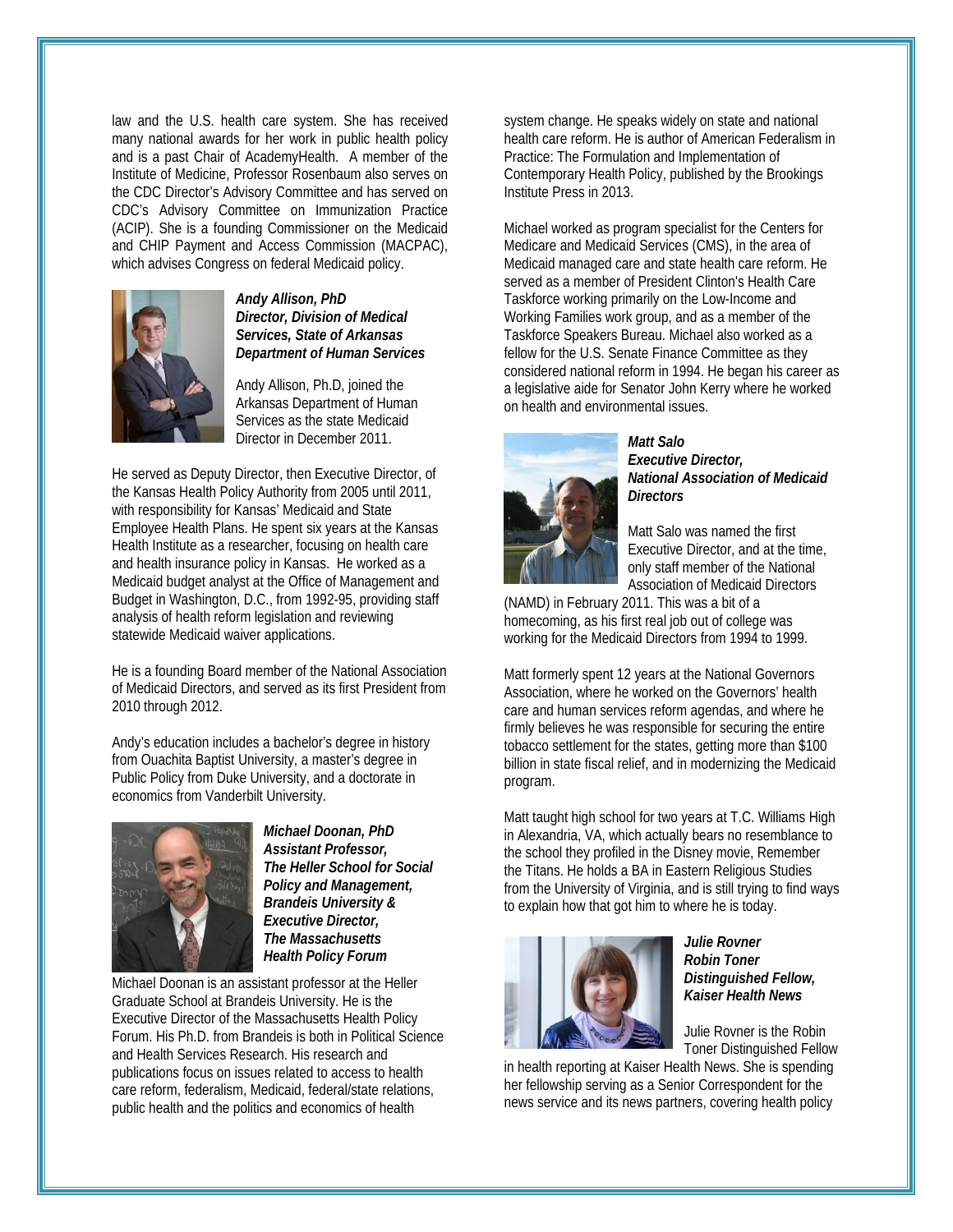law and the U.S. health care system. She has received many national awards for her work in public health policy and is a past Chair of AcademyHealth. A member of the Institute of Medicine, Professor Rosenbaum also serves on the CDC Director's Advisory Committee and has served on CDC's Advisory Committee on Immunization Practice (ACIP). She is a founding Commissioner on the Medicaid and CHIP Payment and Access Commission (MACPAC), which advises Congress on federal Medicaid policy.

***Andy Allison, PhD***
***Director, Division of Medical Services, State of Arkansas Department of Human Services***

Andy Allison, Ph.D, joined the Arkansas Department of Human Services as the state Medicaid Director in December 2011.

He served as Deputy Director, then Executive Director, of the Kansas Health Policy Authority from 2005 until 2011, with responsibility for Kansas' Medicaid and State Employee Health Plans. He spent six years at the Kansas Health Institute as a researcher, focusing on health care and health insurance policy in Kansas. He worked as a Medicaid budget analyst at the Office of Management and Budget in Washington, D.C., from 1992-95, providing staff analysis of health reform legislation and reviewing statewide Medicaid waiver applications.

He is a founding Board member of the National Association of Medicaid Directors, and served as its first President from 2010 through 2012.

Andy's education includes a bachelor's degree in history from Ouachita Baptist University, a master's degree in Public Policy from Duke University, and a doctorate in economics from Vanderbilt University.

***Michael Doonan, PhD***
***Assistant Professor, The Heller School for Social Policy and Management, Brandeis University & Executive Director, The Massachusetts Health Policy Forum***

Michael Doonan is an assistant professor at the Heller Graduate School at Brandeis University. He is the Executive Director of the Massachusetts Health Policy Forum. His Ph.D. from Brandeis is both in Political Science and Health Services Research. His research and publications focus on issues related to access to health care reform, federalism, Medicaid, federal/state relations, public health and the politics and economics of health system change. He speaks widely on state and national health care reform. He is author of American Federalism in Practice: The Formulation and Implementation of Contemporary Health Policy, published by the Brookings Institute Press in 2013.

Michael worked as program specialist for the Centers for Medicare and Medicaid Services (CMS), in the area of Medicaid managed care and state health care reform. He served as a member of President Clinton's Health Care Taskforce working primarily on the Low-Income and Working Families work group, and as a member of the Taskforce Speakers Bureau. Michael also worked as a fellow for the U.S. Senate Finance Committee as they considered national reform in 1994. He began his career as a legislative aide for Senator John Kerry where he worked on health and environmental issues.

***Matt Salo***
***Executive Director, National Association of Medicaid Directors***

Matt Salo was named the first Executive Director, and at the time, only staff member of the National Association of Medicaid Directors (NAMD) in February 2011. This was a bit of a homecoming, as his first real job out of college was working for the Medicaid Directors from 1994 to 1999.

Matt formerly spent 12 years at the National Governors Association, where he worked on the Governors' health care and human services reform agendas, and where he firmly believes he was responsible for securing the entire tobacco settlement for the states, getting more than $100 billion in state fiscal relief, and in modernizing the Medicaid program.

Matt taught high school for two years at T.C. Williams High in Alexandria, VA, which actually bears no resemblance to the school they profiled in the Disney movie, Remember the Titans. He holds a BA in Eastern Religious Studies from the University of Virginia, and is still trying to find ways to explain how that got him to where he is today.

***Julie Rovner***
***Robin Toner Distinguished Fellow, Kaiser Health News***

Julie Rovner is the Robin Toner Distinguished Fellow in health reporting at Kaiser Health News. She is spending her fellowship serving as a Senior Correspondent for the news service and its news partners, covering health policy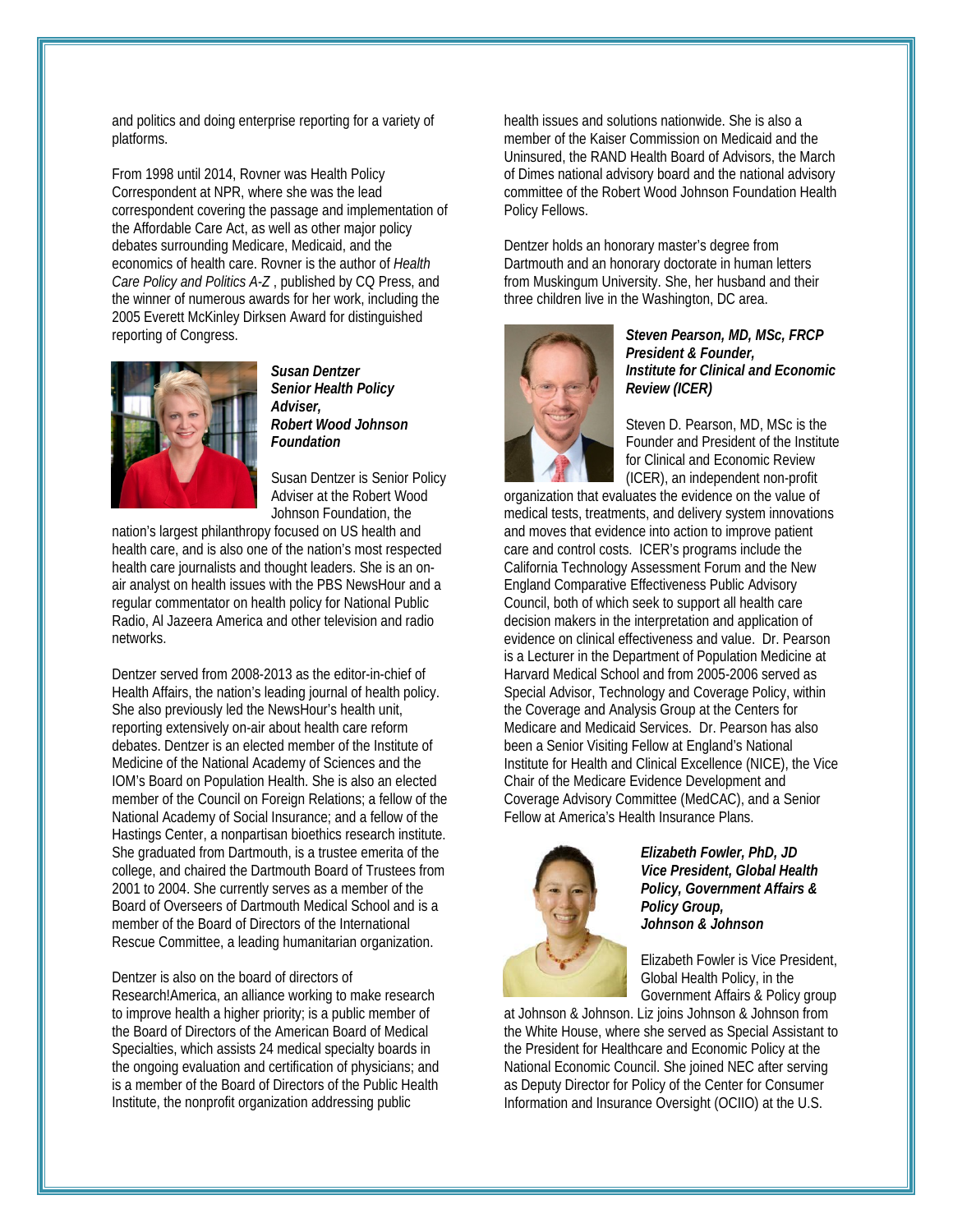and politics and doing enterprise reporting for a variety of platforms.

From 1998 until 2014, Rovner was Health Policy Correspondent at NPR, where she was the lead correspondent covering the passage and implementation of the Affordable Care Act, as well as other major policy debates surrounding Medicare, Medicaid, and the economics of health care. Rovner is the author of *Health Care Policy and Politics A-Z* , published by CQ Press, and the winner of numerous awards for her work, including the 2005 Everett McKinley Dirksen Award for distinguished reporting of Congress.

***Susan Dentzer***
***Senior Health Policy Adviser,***
***Robert Wood Johnson Foundation***

Susan Dentzer is Senior Policy Adviser at the Robert Wood Johnson Foundation, the nation's largest philanthropy focused on US health and health care, and is also one of the nation's most respected health care journalists and thought leaders. She is an on-air analyst on health issues with the PBS NewsHour and a regular commentator on health policy for National Public Radio, Al Jazeera America and other television and radio networks.

Dentzer served from 2008-2013 as the editor-in-chief of Health Affairs, the nation's leading journal of health policy. She also previously led the NewsHour's health unit, reporting extensively on-air about health care reform debates. Dentzer is an elected member of the Institute of Medicine of the National Academy of Sciences and the IOM's Board on Population Health. She is also an elected member of the Council on Foreign Relations; a fellow of the National Academy of Social Insurance; and a fellow of the Hastings Center, a nonpartisan bioethics research institute. She graduated from Dartmouth, is a trustee emerita of the college, and chaired the Dartmouth Board of Trustees from 2001 to 2004. She currently serves as a member of the Board of Overseers of Dartmouth Medical School and is a member of the Board of Directors of the International Rescue Committee, a leading humanitarian organization.

Dentzer is also on the board of directors of Research!America, an alliance working to make research to improve health a higher priority; is a public member of the Board of Directors of the American Board of Medical Specialties, which assists 24 medical specialty boards in the ongoing evaluation and certification of physicians; and is a member of the Board of Directors of the Public Health Institute, the nonprofit organization addressing public health issues and solutions nationwide. She is also a member of the Kaiser Commission on Medicaid and the Uninsured, the RAND Health Board of Advisors, the March of Dimes national advisory board and the national advisory committee of the Robert Wood Johnson Foundation Health Policy Fellows.

Dentzer holds an honorary master's degree from Dartmouth and an honorary doctorate in human letters from Muskingum University. She, her husband and their three children live in the Washington, DC area.

***Steven Pearson, MD, MSc, FRCP***
***President & Founder,***
***Institute for Clinical and Economic Review (ICER)***

Steven D. Pearson, MD, MSc is the Founder and President of the Institute for Clinical and Economic Review (ICER), an independent non-profit organization that evaluates the evidence on the value of medical tests, treatments, and delivery system innovations and moves that evidence into action to improve patient care and control costs. ICER's programs include the California Technology Assessment Forum and the New England Comparative Effectiveness Public Advisory Council, both of which seek to support all health care decision makers in the interpretation and application of evidence on clinical effectiveness and value. Dr. Pearson is a Lecturer in the Department of Population Medicine at Harvard Medical School and from 2005-2006 served as Special Advisor, Technology and Coverage Policy, within the Coverage and Analysis Group at the Centers for Medicare and Medicaid Services. Dr. Pearson has also been a Senior Visiting Fellow at England's National Institute for Health and Clinical Excellence (NICE), the Vice Chair of the Medicare Evidence Development and Coverage Advisory Committee (MedCAC), and a Senior Fellow at America's Health Insurance Plans.

***Elizabeth Fowler, PhD, JD***
***Vice President, Global Health Policy, Government Affairs & Policy Group,***
***Johnson & Johnson***

Elizabeth Fowler is Vice President, Global Health Policy, in the Government Affairs & Policy group at Johnson & Johnson. Liz joins Johnson & Johnson from the White House, where she served as Special Assistant to the President for Healthcare and Economic Policy at the National Economic Council. She joined NEC after serving as Deputy Director for Policy of the Center for Consumer Information and Insurance Oversight (OCIIO) at the U.S.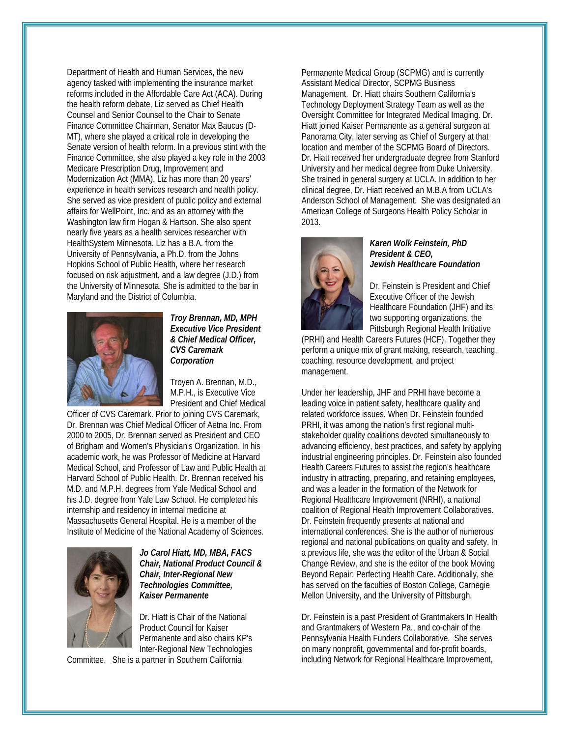Department of Health and Human Services, the new agency tasked with implementing the insurance market reforms included in the Affordable Care Act (ACA). During the health reform debate, Liz served as Chief Health Counsel and Senior Counsel to the Chair to Senate Finance Committee Chairman, Senator Max Baucus (D-MT), where she played a critical role in developing the Senate version of health reform. In a previous stint with the Finance Committee, she also played a key role in the 2003 Medicare Prescription Drug, Improvement and Modernization Act (MMA). Liz has more than 20 years' experience in health services research and health policy. She served as vice president of public policy and external affairs for WellPoint, Inc. and as an attorney with the Washington law firm Hogan & Hartson. She also spent nearly five years as a health services researcher with HealthSystem Minnesota. Liz has a B.A. from the University of Pennsylvania, a Ph.D. from the Johns Hopkins School of Public Health, where her research focused on risk adjustment, and a law degree (J.D.) from the University of Minnesota. She is admitted to the bar in Maryland and the District of Columbia.

***Troy Brennan, MD, MPH***
***Executive Vice President & Chief Medical Officer, CVS Caremark Corporation***

Troyen A. Brennan, M.D., M.P.H., is Executive Vice President and Chief Medical Officer of CVS Caremark. Prior to joining CVS Caremark, Dr. Brennan was Chief Medical Officer of Aetna Inc. From 2000 to 2005, Dr. Brennan served as President and CEO of Brigham and Women's Physician's Organization. In his academic work, he was Professor of Medicine at Harvard Medical School, and Professor of Law and Public Health at Harvard School of Public Health. Dr. Brennan received his M.D. and M.P.H. degrees from Yale Medical School and his J.D. degree from Yale Law School. He completed his internship and residency in internal medicine at Massachusetts General Hospital. He is a member of the Institute of Medicine of the National Academy of Sciences.

***Jo Carol Hiatt, MD, MBA, FACS***
***Chair, National Product Council & Chair, Inter-Regional New Technologies Committee, Kaiser Permanente***

Dr. Hiatt is Chair of the National Product Council for Kaiser Permanente and also chairs KP's Inter-Regional New Technologies Committee. She is a partner in Southern California Permanente Medical Group (SCPMG) and is currently Assistant Medical Director, SCPMG Business Management. Dr. Hiatt chairs Southern California's Technology Deployment Strategy Team as well as the Oversight Committee for Integrated Medical Imaging. Dr. Hiatt joined Kaiser Permanente as a general surgeon at Panorama City, later serving as Chief of Surgery at that location and member of the SCPMG Board of Directors. Dr. Hiatt received her undergraduate degree from Stanford University and her medical degree from Duke University. She trained in general surgery at UCLA. In addition to her clinical degree, Dr. Hiatt received an M.B.A from UCLA's Anderson School of Management. She was designated an American College of Surgeons Health Policy Scholar in 2013.

***Karen Wolk Feinstein, PhD***
***President & CEO, Jewish Healthcare Foundation***

Dr. Feinstein is President and Chief Executive Officer of the Jewish Healthcare Foundation (JHF) and its two supporting organizations, the Pittsburgh Regional Health Initiative (PRHI) and Health Careers Futures (HCF). Together they perform a unique mix of grant making, research, teaching, coaching, resource development, and project management.

Under her leadership, JHF and PRHI have become a leading voice in patient safety, healthcare quality and related workforce issues. When Dr. Feinstein founded PRHI, it was among the nation's first regional multi-stakeholder quality coalitions devoted simultaneously to advancing efficiency, best practices, and safety by applying industrial engineering principles. Dr. Feinstein also founded Health Careers Futures to assist the region's healthcare industry in attracting, preparing, and retaining employees, and was a leader in the formation of the Network for Regional Healthcare Improvement (NRHI), a national coalition of Regional Health Improvement Collaboratives. Dr. Feinstein frequently presents at national and international conferences. She is the author of numerous regional and national publications on quality and safety. In a previous life, she was the editor of the Urban & Social Change Review, and she is the editor of the book Moving Beyond Repair: Perfecting Health Care. Additionally, she has served on the faculties of Boston College, Carnegie Mellon University, and the University of Pittsburgh.

Dr. Feinstein is a past President of Grantmakers In Health and Grantmakers of Western Pa., and co-chair of the Pennsylvania Health Funders Collaborative. She serves on many nonprofit, governmental and for-profit boards, including Network for Regional Healthcare Improvement,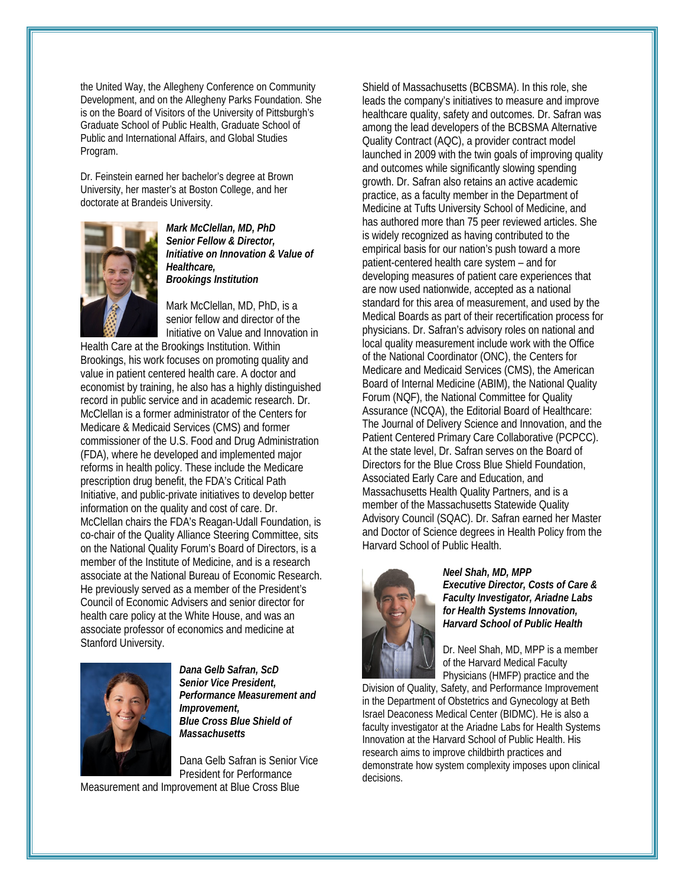the United Way, the Allegheny Conference on Community Development, and on the Allegheny Parks Foundation. She is on the Board of Visitors of the University of Pittsburgh's Graduate School of Public Health, Graduate School of Public and International Affairs, and Global Studies Program.

Dr. Feinstein earned her bachelor's degree at Brown University, her master's at Boston College, and her doctorate at Brandeis University.

***Mark McClellan, MD, PhD***
***Senior Fellow & Director, Initiative on Innovation & Value of Healthcare,***
***Brookings Institution***

Mark McClellan, MD, PhD, is a senior fellow and director of the Initiative on Value and Innovation in Health Care at the Brookings Institution. Within Brookings, his work focuses on promoting quality and value in patient centered health care. A doctor and economist by training, he also has a highly distinguished record in public service and in academic research. Dr. McClellan is a former administrator of the Centers for Medicare & Medicaid Services (CMS) and former commissioner of the U.S. Food and Drug Administration (FDA), where he developed and implemented major reforms in health policy. These include the Medicare prescription drug benefit, the FDA's Critical Path Initiative, and public-private initiatives to develop better information on the quality and cost of care. Dr. McClellan chairs the FDA's Reagan-Udall Foundation, is co-chair of the Quality Alliance Steering Committee, sits on the National Quality Forum's Board of Directors, is a member of the Institute of Medicine, and is a research associate at the National Bureau of Economic Research. He previously served as a member of the President's Council of Economic Advisers and senior director for health care policy at the White House, and was an associate professor of economics and medicine at Stanford University.

***Dana Gelb Safran, ScD***
***Senior Vice President, Performance Measurement and Improvement,***
***Blue Cross Blue Shield of Massachusetts***

Dana Gelb Safran is Senior Vice President for Performance Measurement and Improvement at Blue Cross Blue Shield of Massachusetts (BCBSMA). In this role, she leads the company's initiatives to measure and improve healthcare quality, safety and outcomes. Dr. Safran was among the lead developers of the BCBSMA Alternative Quality Contract (AQC), a provider contract model launched in 2009 with the twin goals of improving quality and outcomes while significantly slowing spending growth. Dr. Safran also retains an active academic practice, as a faculty member in the Department of Medicine at Tufts University School of Medicine, and has authored more than 75 peer reviewed articles. She is widely recognized as having contributed to the empirical basis for our nation's push toward a more patient-centered health care system – and for developing measures of patient care experiences that are now used nationwide, accepted as a national standard for this area of measurement, and used by the Medical Boards as part of their recertification process for physicians. Dr. Safran's advisory roles on national and local quality measurement include work with the Office of the National Coordinator (ONC), the Centers for Medicare and Medicaid Services (CMS), the American Board of Internal Medicine (ABIM), the National Quality Forum (NQF), the National Committee for Quality Assurance (NCQA), the Editorial Board of Healthcare: The Journal of Delivery Science and Innovation, and the Patient Centered Primary Care Collaborative (PCPCC). At the state level, Dr. Safran serves on the Board of Directors for the Blue Cross Blue Shield Foundation, Associated Early Care and Education, and Massachusetts Health Quality Partners, and is a member of the Massachusetts Statewide Quality Advisory Council (SQAC). Dr. Safran earned her Master and Doctor of Science degrees in Health Policy from the Harvard School of Public Health.

***Neel Shah, MD, MPP***
***Executive Director, Costs of Care & Faculty Investigator, Ariadne Labs for Health Systems Innovation,***
***Harvard School of Public Health***

Dr. Neel Shah, MD, MPP is a member of the Harvard Medical Faculty Physicians (HMFP) practice and the Division of Quality, Safety, and Performance Improvement in the Department of Obstetrics and Gynecology at Beth Israel Deaconess Medical Center (BIDMC). He is also a faculty investigator at the Ariadne Labs for Health Systems Innovation at the Harvard School of Public Health. His research aims to improve childbirth practices and demonstrate how system complexity imposes upon clinical decisions.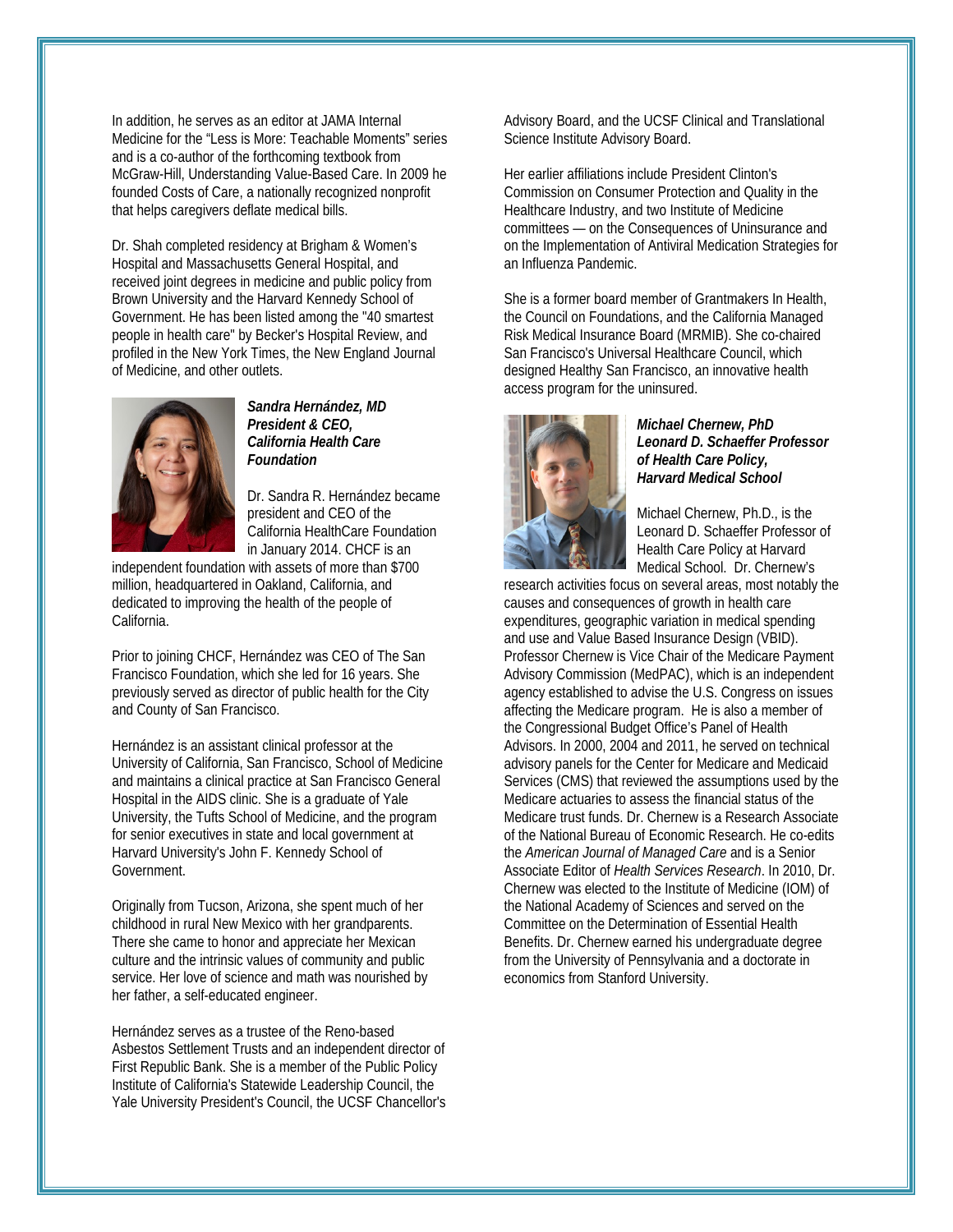In addition, he serves as an editor at JAMA Internal Medicine for the "Less is More: Teachable Moments" series and is a co-author of the forthcoming textbook from McGraw-Hill, Understanding Value-Based Care. In 2009 he founded Costs of Care, a nationally recognized nonprofit that helps caregivers deflate medical bills.

Dr. Shah completed residency at Brigham & Women's Hospital and Massachusetts General Hospital, and received joint degrees in medicine and public policy from Brown University and the Harvard Kennedy School of Government. He has been listed among the "40 smartest people in health care" by Becker's Hospital Review, and profiled in the New York Times, the New England Journal of Medicine, and other outlets.

***Sandra Hernández, MD***
***President & CEO,***
***California Health Care Foundation***

Dr. Sandra R. Hernández became president and CEO of the California HealthCare Foundation in January 2014. CHCF is an independent foundation with assets of more than $700 million, headquartered in Oakland, California, and dedicated to improving the health of the people of California.

Prior to joining CHCF, Hernández was CEO of The San Francisco Foundation, which she led for 16 years. She previously served as director of public health for the City and County of San Francisco.

Hernández is an assistant clinical professor at the University of California, San Francisco, School of Medicine and maintains a clinical practice at San Francisco General Hospital in the AIDS clinic. She is a graduate of Yale University, the Tufts School of Medicine, and the program for senior executives in state and local government at Harvard University's John F. Kennedy School of Government.

Originally from Tucson, Arizona, she spent much of her childhood in rural New Mexico with her grandparents. There she came to honor and appreciate her Mexican culture and the intrinsic values of community and public service. Her love of science and math was nourished by her father, a self-educated engineer.

Hernández serves as a trustee of the Reno-based Asbestos Settlement Trusts and an independent director of First Republic Bank. She is a member of the Public Policy Institute of California's Statewide Leadership Council, the Yale University President's Council, the UCSF Chancellor's Advisory Board, and the UCSF Clinical and Translational Science Institute Advisory Board.

Her earlier affiliations include President Clinton's Commission on Consumer Protection and Quality in the Healthcare Industry, and two Institute of Medicine committees — on the Consequences of Uninsurance and on the Implementation of Antiviral Medication Strategies for an Influenza Pandemic.

She is a former board member of Grantmakers In Health, the Council on Foundations, and the California Managed Risk Medical Insurance Board (MRMIB). She co-chaired San Francisco's Universal Healthcare Council, which designed Healthy San Francisco, an innovative health access program for the uninsured.

***Michael Chernew, PhD***
***Leonard D. Schaeffer Professor of Health Care Policy,***
***Harvard Medical School***

Michael Chernew, Ph.D., is the Leonard D. Schaeffer Professor of Health Care Policy at Harvard Medical School. Dr. Chernew's research activities focus on several areas, most notably the causes and consequences of growth in health care expenditures, geographic variation in medical spending and use and Value Based Insurance Design (VBID). Professor Chernew is Vice Chair of the Medicare Payment Advisory Commission (MedPAC), which is an independent agency established to advise the U.S. Congress on issues affecting the Medicare program. He is also a member of the Congressional Budget Office's Panel of Health Advisors. In 2000, 2004 and 2011, he served on technical advisory panels for the Center for Medicare and Medicaid Services (CMS) that reviewed the assumptions used by the Medicare actuaries to assess the financial status of the Medicare trust funds. Dr. Chernew is a Research Associate of the National Bureau of Economic Research. He co-edits the *American Journal of Managed Care* and is a Senior Associate Editor of *Health Services Research*. In 2010, Dr. Chernew was elected to the Institute of Medicine (IOM) of the National Academy of Sciences and served on the Committee on the Determination of Essential Health Benefits. Dr. Chernew earned his undergraduate degree from the University of Pennsylvania and a doctorate in economics from Stanford University.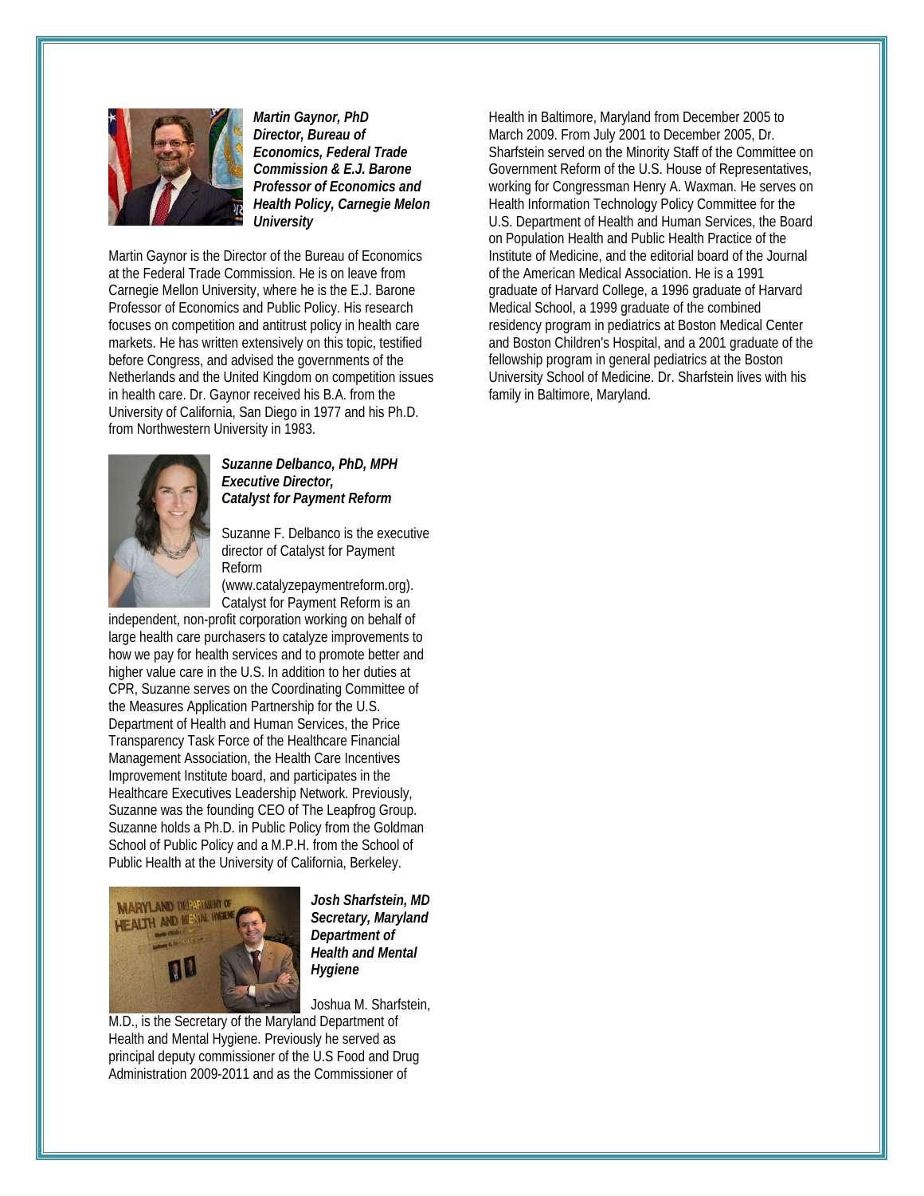***Martin Gaynor, PhD***
***Director, Bureau of Economics, Federal Trade Commission & E.J. Barone Professor of Economics and Health Policy, Carnegie Melon University***

Martin Gaynor is the Director of the Bureau of Economics at the Federal Trade Commission. He is on leave from Carnegie Mellon University, where he is the E.J. Barone Professor of Economics and Public Policy. His research focuses on competition and antitrust policy in health care markets. He has written extensively on this topic, testified before Congress, and advised the governments of the Netherlands and the United Kingdom on competition issues in health care. Dr. Gaynor received his B.A. from the University of California, San Diego in 1977 and his Ph.D. from Northwestern University in 1983.

***Suzanne Delbanco, PhD, MPH***
***Executive Director, Catalyst for Payment Reform***

Suzanne F. Delbanco is the executive director of Catalyst for Payment Reform (www.catalyzepaymentreform.org). Catalyst for Payment Reform is an independent, non-profit corporation working on behalf of large health care purchasers to catalyze improvements to how we pay for health services and to promote better and higher value care in the U.S. In addition to her duties at CPR, Suzanne serves on the Coordinating Committee of the Measures Application Partnership for the U.S. Department of Health and Human Services, the Price Transparency Task Force of the Healthcare Financial Management Association, the Health Care Incentives Improvement Institute board, and participates in the Healthcare Executives Leadership Network. Previously, Suzanne was the founding CEO of The Leapfrog Group. Suzanne holds a Ph.D. in Public Policy from the Goldman School of Public Policy and a M.P.H. from the School of Public Health at the University of California, Berkeley.

***Josh Sharfstein, MD***
***Secretary, Maryland Department of Health and Mental Hygiene***

Joshua M. Sharfstein, M.D., is the Secretary of the Maryland Department of Health and Mental Hygiene. Previously he served as principal deputy commissioner of the U.S Food and Drug Administration 2009-2011 and as the Commissioner of Health in Baltimore, Maryland from December 2005 to March 2009. From July 2001 to December 2005, Dr. Sharfstein served on the Minority Staff of the Committee on Government Reform of the U.S. House of Representatives, working for Congressman Henry A. Waxman. He serves on Health Information Technology Policy Committee for the U.S. Department of Health and Human Services, the Board on Population Health and Public Health Practice of the Institute of Medicine, and the editorial board of the Journal of the American Medical Association. He is a 1991 graduate of Harvard College, a 1996 graduate of Harvard Medical School, a 1999 graduate of the combined residency program in pediatrics at Boston Medical Center and Boston Children's Hospital, and a 2001 graduate of the fellowship program in general pediatrics at the Boston University School of Medicine. Dr. Sharfstein lives with his family in Baltimore, Maryland.